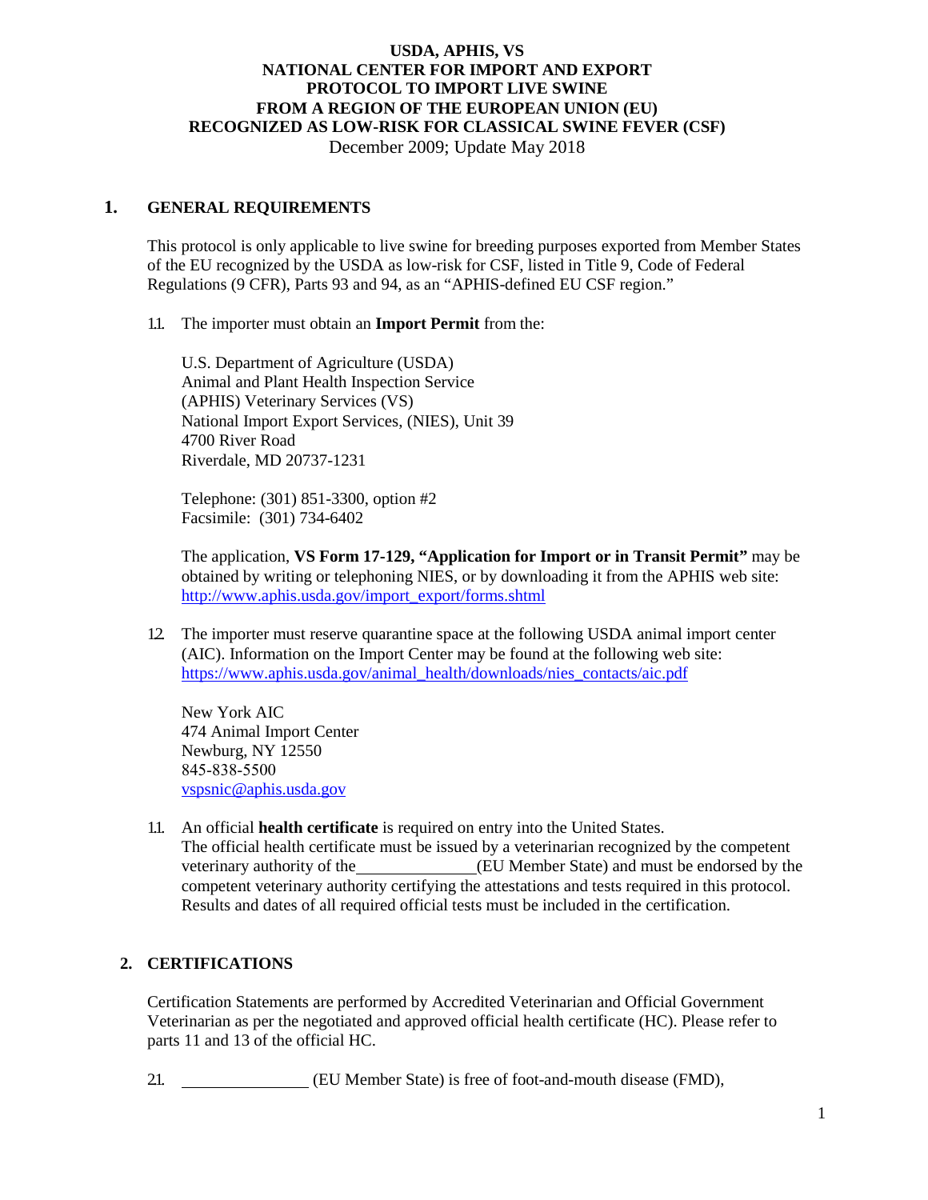**USDA, APHIS, VS**
**NATIONAL CENTER FOR IMPORT AND EXPORT**
**PROTOCOL TO IMPORT LIVE SWINE**
**FROM A REGION OF THE EUROPEAN UNION (EU)**
**RECOGNIZED AS LOW-RISK FOR CLASSICAL SWINE FEVER (CSF)**
December 2009; Update May 2018

## 1. GENERAL REQUIREMENTS

This protocol is only applicable to live swine for breeding purposes exported from Member States of the EU recognized by the USDA as low-risk for CSF, listed in Title 9, Code of Federal Regulations (9 CFR), Parts 93 and 94, as an "APHIS-defined EU CSF region."

1.1. The importer must obtain an **Import Permit** from the:

U.S. Department of Agriculture (USDA)
Animal and Plant Health Inspection Service
(APHIS) Veterinary Services (VS)
National Import Export Services, (NIES), Unit 39
4700 River Road
Riverdale, MD 20737-1231

Telephone: (301) 851-3300, option #2
Facsimile: (301) 734-6402

The application, **VS Form 17-129, "Application for Import or in Transit Permit"** may be obtained by writing or telephoning NIES, or by downloading it from the APHIS web site: http://www.aphis.usda.gov/import_export/forms.shtml

1.2. The importer must reserve quarantine space at the following USDA animal import center (AIC). Information on the Import Center may be found at the following web site: https://www.aphis.usda.gov/animal_health/downloads/nies_contacts/aic.pdf

New York AIC
474 Animal Import Center
Newburg, NY 12550
845-838-5500
vspsnic@aphis.usda.gov

1.1. An official **health certificate** is required on entry into the United States.
The official health certificate must be issued by a veterinarian recognized by the competent veterinary authority of the_______________(EU Member State) and must be endorsed by the competent veterinary authority certifying the attestations and tests required in this protocol. Results and dates of all required official tests must be included in the certification.

## 2. CERTIFICATIONS

Certification Statements are performed by Accredited Veterinarian and Official Government Veterinarian as per the negotiated and approved official health certificate (HC). Please refer to parts 11 and 13 of the official HC.

2.1. ________________ (EU Member State) is free of foot-and-mouth disease (FMD),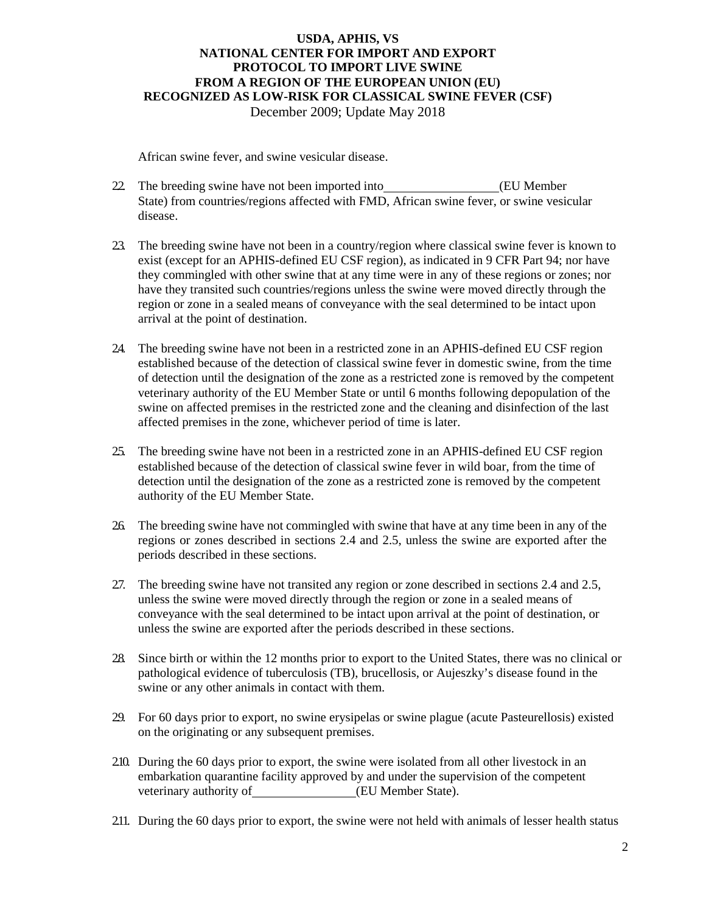African swine fever, and swine vesicular disease.

2.2. The breeding swine have not been imported into __________________ (EU Member State) from countries/regions affected with FMD, African swine fever, or swine vesicular disease.

2.3. The breeding swine have not been in a country/region where classical swine fever is known to exist (except for an APHIS-defined EU CSF region), as indicated in 9 CFR Part 94; nor have they commingled with other swine that at any time were in any of these regions or zones; nor have they transited such countries/regions unless the swine were moved directly through the region or zone in a sealed means of conveyance with the seal determined to be intact upon arrival at the point of destination.

2.4. The breeding swine have not been in a restricted zone in an APHIS-defined EU CSF region established because of the detection of classical swine fever in domestic swine, from the time of detection until the designation of the zone as a restricted zone is removed by the competent veterinary authority of the EU Member State or until 6 months following depopulation of the swine on affected premises in the restricted zone and the cleaning and disinfection of the last affected premises in the zone, whichever period of time is later.

2.5. The breeding swine have not been in a restricted zone in an APHIS-defined EU CSF region established because of the detection of classical swine fever in wild boar, from the time of detection until the designation of the zone as a restricted zone is removed by the competent authority of the EU Member State.

2.6. The breeding swine have not commingled with swine that have at any time been in any of the regions or zones described in sections 2.4 and 2.5, unless the swine are exported after the periods described in these sections.

2.7. The breeding swine have not transited any region or zone described in sections 2.4 and 2.5, unless the swine were moved directly through the region or zone in a sealed means of conveyance with the seal determined to be intact upon arrival at the point of destination, or unless the swine are exported after the periods described in these sections.

2.8. Since birth or within the 12 months prior to export to the United States, there was no clinical or pathological evidence of tuberculosis (TB), brucellosis, or Aujeszky's disease found in the swine or any other animals in contact with them.

2.9. For 60 days prior to export, no swine erysipelas or swine plague (acute Pasteurellosis) existed on the originating or any subsequent premises.

2.10. During the 60 days prior to export, the swine were isolated from all other livestock in an embarkation quarantine facility approved by and under the supervision of the competent veterinary authority of ________________ (EU Member State).

2.11. During the 60 days prior to export, the swine were not held with animals of lesser health status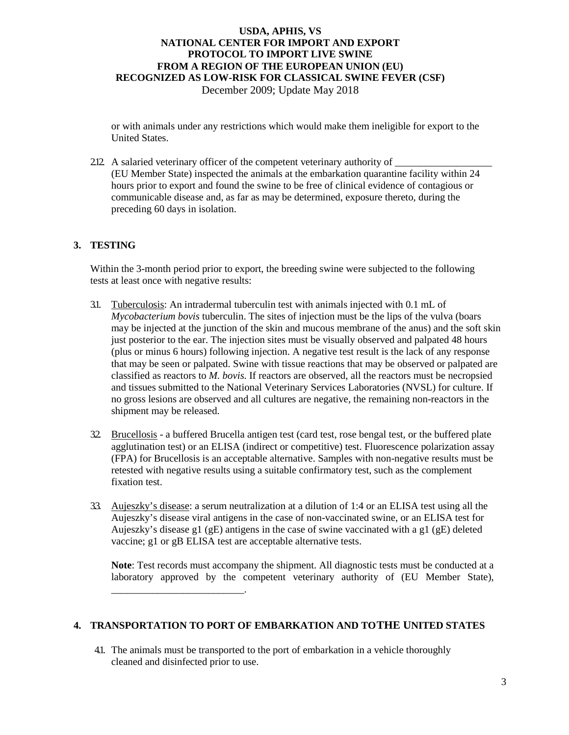or with animals under any restrictions which would make them ineligible for export to the United States.

2.12. A salaried veterinary officer of the competent veterinary authority of ___________________ (EU Member State) inspected the animals at the embarkation quarantine facility within 24 hours prior to export and found the swine to be free of clinical evidence of contagious or communicable disease and, as far as may be determined, exposure thereto, during the preceding 60 days in isolation.

## 3. TESTING

Within the 3-month period prior to export, the breeding swine were subjected to the following tests at least once with negative results:

3.1. Tuberculosis: An intradermal tuberculin test with animals injected with 0.1 mL of *Mycobacterium bovis* tuberculin. The sites of injection must be the lips of the vulva (boars may be injected at the junction of the skin and mucous membrane of the anus) and the soft skin just posterior to the ear. The injection sites must be visually observed and palpated 48 hours (plus or minus 6 hours) following injection. A negative test result is the lack of any response that may be seen or palpated. Swine with tissue reactions that may be observed or palpated are classified as reactors to *M. bovis*. If reactors are observed, all the reactors must be necropsied and tissues submitted to the National Veterinary Services Laboratories (NVSL) for culture. If no gross lesions are observed and all cultures are negative, the remaining non-reactors in the shipment may be released.

3.2. Brucellosis - a buffered Brucella antigen test (card test, rose bengal test, or the buffered plate agglutination test) or an ELISA (indirect or competitive) test. Fluorescence polarization assay (FPA) for Brucellosis is an acceptable alternative. Samples with non-negative results must be retested with negative results using a suitable confirmatory test, such as the complement fixation test.

3.3. Aujeszky's disease: a serum neutralization at a dilution of 1:4 or an ELISA test using all the Aujeszky's disease viral antigens in the case of non-vaccinated swine, or an ELISA test for Aujeszky's disease g1 (gE) antigens in the case of swine vaccinated with a g1 (gE) deleted vaccine; g1 or gB ELISA test are acceptable alternative tests.

**Note**: Test records must accompany the shipment. All diagnostic tests must be conducted at a laboratory approved by the competent veterinary authority of (EU Member State), _________________________.

## 4. TRANSPORTATION TO PORT OF EMBARKATION AND TO THE UNITED STATES

4.1. The animals must be transported to the port of embarkation in a vehicle thoroughly cleaned and disinfected prior to use.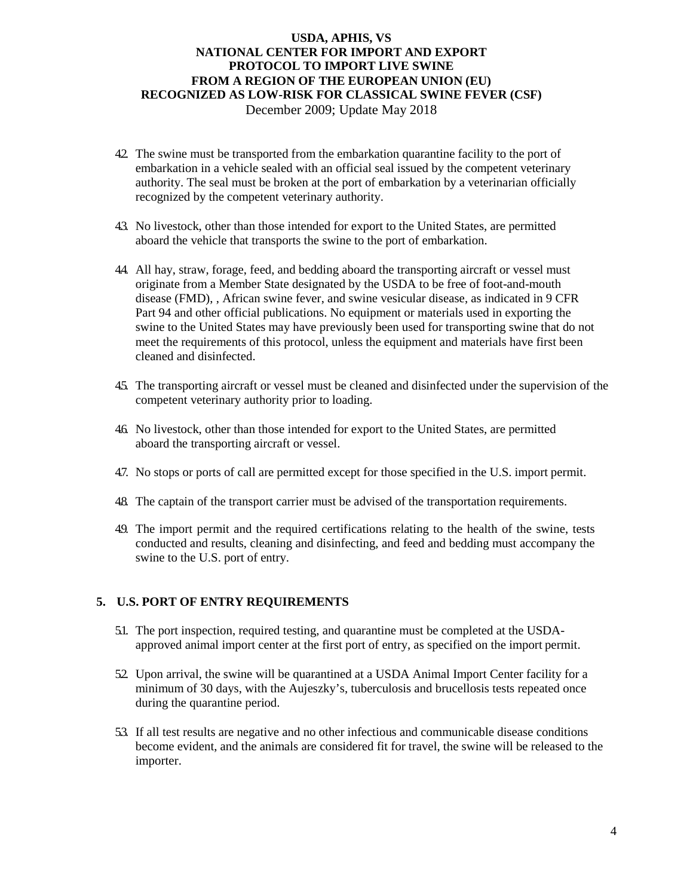4.2. The swine must be transported from the embarkation quarantine facility to the port of embarkation in a vehicle sealed with an official seal issued by the competent veterinary authority. The seal must be broken at the port of embarkation by a veterinarian officially recognized by the competent veterinary authority.

4.3. No livestock, other than those intended for export to the United States, are permitted aboard the vehicle that transports the swine to the port of embarkation.

4.4. All hay, straw, forage, feed, and bedding aboard the transporting aircraft or vessel must originate from a Member State designated by the USDA to be free of foot-and-mouth disease (FMD), , African swine fever, and swine vesicular disease, as indicated in 9 CFR Part 94 and other official publications. No equipment or materials used in exporting the swine to the United States may have previously been used for transporting swine that do not meet the requirements of this protocol, unless the equipment and materials have first been cleaned and disinfected.

4.5. The transporting aircraft or vessel must be cleaned and disinfected under the supervision of the competent veterinary authority prior to loading.

4.6. No livestock, other than those intended for export to the United States, are permitted aboard the transporting aircraft or vessel.

4.7. No stops or ports of call are permitted except for those specified in the U.S. import permit.

4.8. The captain of the transport carrier must be advised of the transportation requirements.

4.9. The import permit and the required certifications relating to the health of the swine, tests conducted and results, cleaning and disinfecting, and feed and bedding must accompany the swine to the U.S. port of entry.

## 5. U.S. PORT OF ENTRY REQUIREMENTS

5.1. The port inspection, required testing, and quarantine must be completed at the USDA-approved animal import center at the first port of entry, as specified on the import permit.

5.2. Upon arrival, the swine will be quarantined at a USDA Animal Import Center facility for a minimum of 30 days, with the Aujeszky's, tuberculosis and brucellosis tests repeated once during the quarantine period.

5.3. If all test results are negative and no other infectious and communicable disease conditions become evident, and the animals are considered fit for travel, the swine will be released to the importer.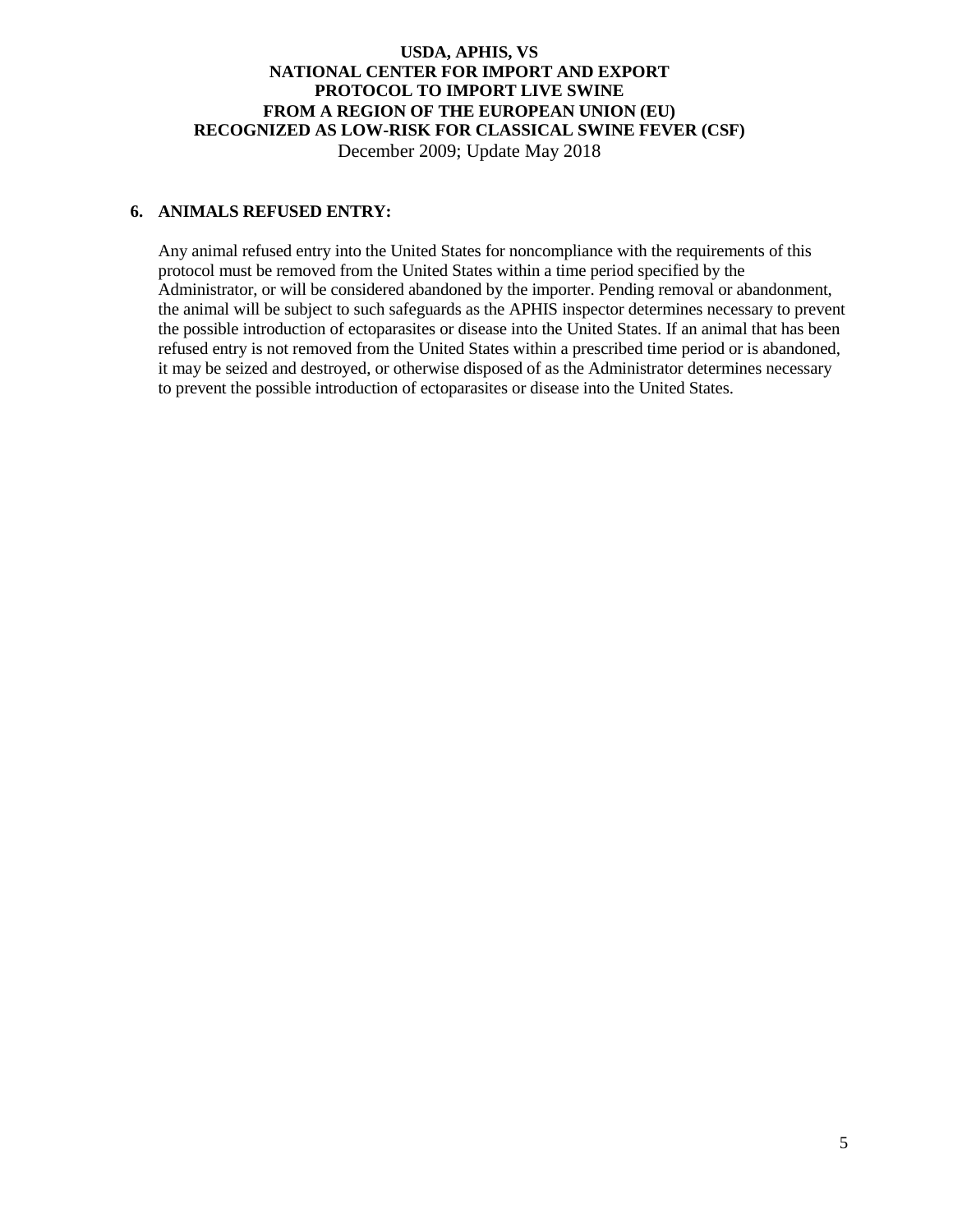## 6. ANIMALS REFUSED ENTRY:

Any animal refused entry into the United States for noncompliance with the requirements of this protocol must be removed from the United States within a time period specified by the Administrator, or will be considered abandoned by the importer. Pending removal or abandonment, the animal will be subject to such safeguards as the APHIS inspector determines necessary to prevent the possible introduction of ectoparasites or disease into the United States. If an animal that has been refused entry is not removed from the United States within a prescribed time period or is abandoned, it may be seized and destroyed, or otherwise disposed of as the Administrator determines necessary to prevent the possible introduction of ectoparasites or disease into the United States.